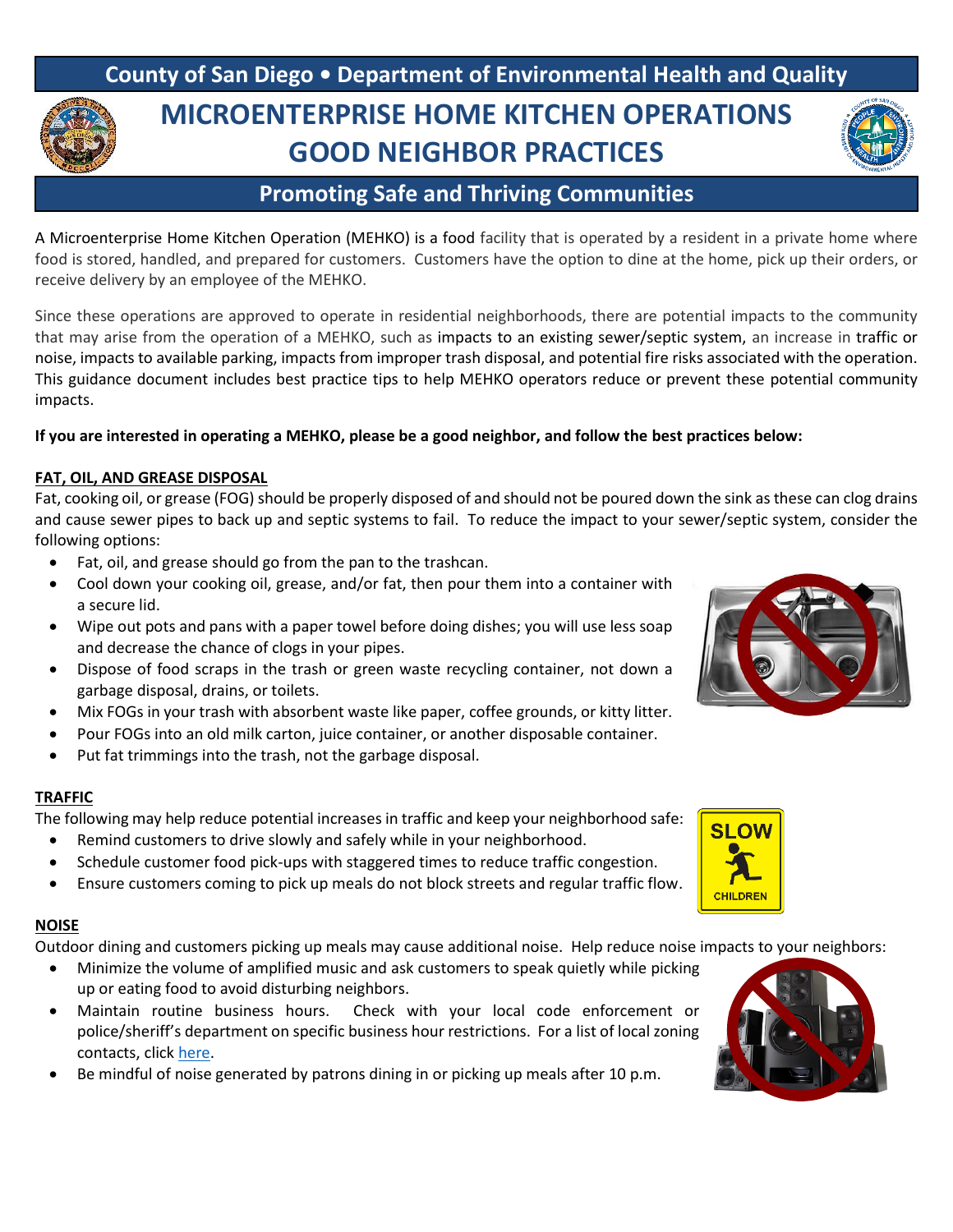# County of San Diego • Department of Environmental Health and Quality

# MICROENTERPRISE HOME KITCHEN OPERATIONS GOOD NEIGHBOR PRACTICES

## Promoting Safe and Thriving Communities

A Microenterprise Home Kitchen Operation (MEHKO) is a food facility that is operated by a resident in a private home where food is stored, handled, and prepared for customers. Customers have the option to dine at the home, pick up their orders, or receive delivery by an employee of the MEHKO.

Since these operations are approved to operate in residential neighborhoods, there are potential impacts to the community that may arise from the operation of a MEHKO, such as impacts to an existing sewer/septic system, an increase in traffic or noise, impacts to available parking, impacts from improper trash disposal, and potential fire risks associated with the operation. This guidance document includes best practice tips to help MEHKO operators reduce or prevent these potential community impacts.

**If you are interested in operating a MEHKO, please be a good neighbor, and follow the best practices below:**

### FAT, OIL, AND GREASE DISPOSAL

Fat, cooking oil, or grease (FOG) should be properly disposed of and should not be poured down the sink as these can clog drains and cause sewer pipes to back up and septic systems to fail. To reduce the impact to your sewer/septic system, consider the following options:

- Fat, oil, and grease should go from the pan to the trashcan.
- Cool down your cooking oil, grease, and/or fat, then pour them into a container with a secure lid.
- Wipe out pots and pans with a paper towel before doing dishes; you will use less soap and decrease the chance of clogs in your pipes.
- Dispose of food scraps in the trash or green waste recycling container, not down a garbage disposal, drains, or toilets.
- Mix FOGs in your trash with absorbent waste like paper, coffee grounds, or kitty litter.
- Pour FOGs into an old milk carton, juice container, or another disposable container.
- Put fat trimmings into the trash, not the garbage disposal.

### TRAFFIC

The following may help reduce potential increases in traffic and keep your neighborhood safe:

- Remind customers to drive slowly and safely while in your neighborhood.
- Schedule customer food pick-ups with staggered times to reduce traffic congestion.
- Ensure customers coming to pick up meals do not block streets and regular traffic flow.

### NOISE

Outdoor dining and customers picking up meals may cause additional noise. Help reduce noise impacts to your neighbors:

- Minimize the volume of amplified music and ask customers to speak quietly while picking up or eating food to avoid disturbing neighbors.
- Maintain routine business hours. Check with your local code enforcement or police/sheriff's department on specific business hour restrictions. For a list of local zoning contacts, click here.
- Be mindful of noise generated by patrons dining in or picking up meals after 10 p.m.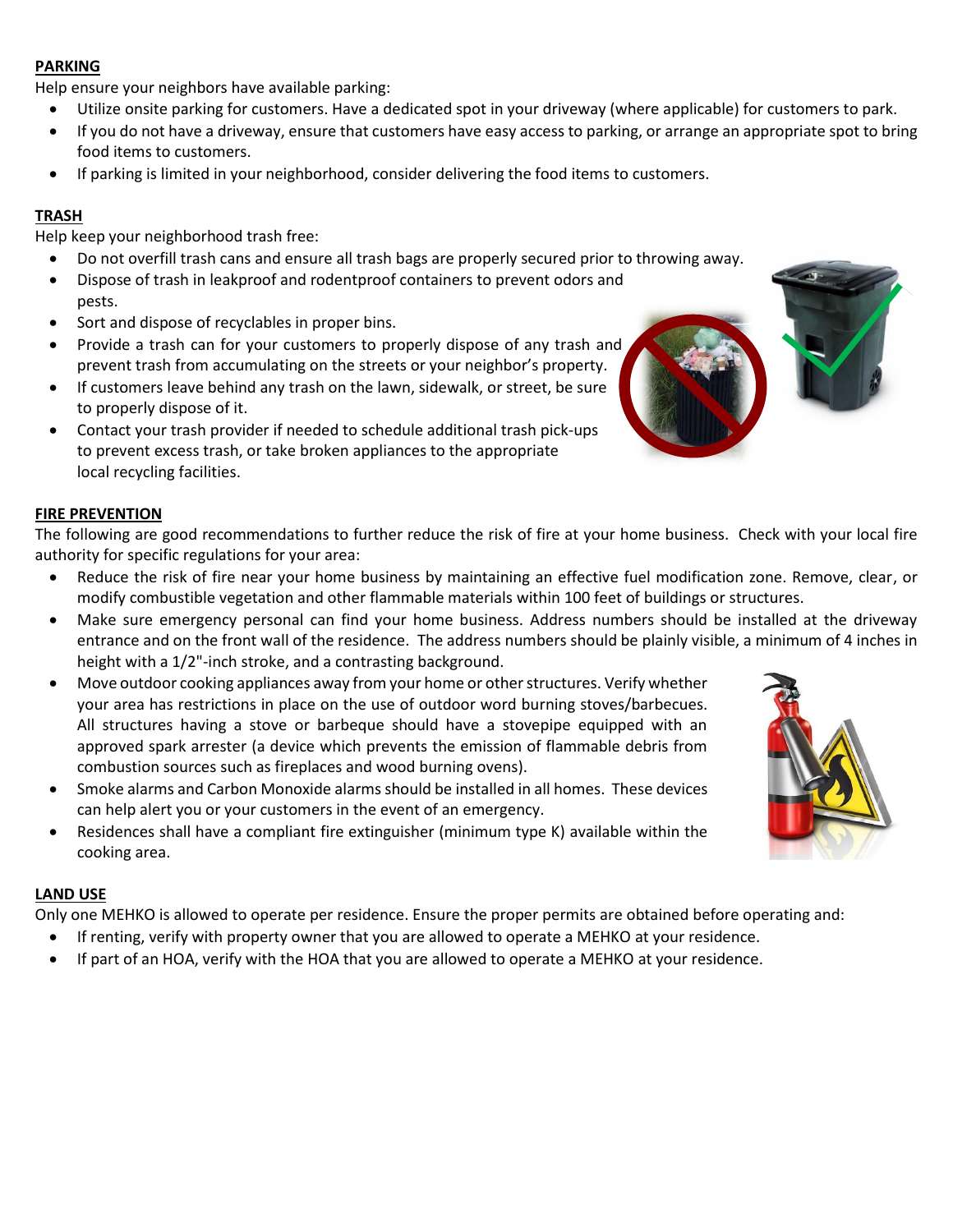**PARKING**

Help ensure your neighbors have available parking:

- Utilize onsite parking for customers. Have a dedicated spot in your driveway (where applicable) for customers to park.
- If you do not have a driveway, ensure that customers have easy access to parking, or arrange an appropriate spot to bring food items to customers.
- If parking is limited in your neighborhood, consider delivering the food items to customers.

**TRASH**

Help keep your neighborhood trash free:

- Do not overfill trash cans and ensure all trash bags are properly secured prior to throwing away.
- Dispose of trash in leakproof and rodentproof containers to prevent odors and pests.
- Sort and dispose of recyclables in proper bins.
- Provide a trash can for your customers to properly dispose of any trash and prevent trash from accumulating on the streets or your neighbor's property.
- If customers leave behind any trash on the lawn, sidewalk, or street, be sure to properly dispose of it.
- Contact your trash provider if needed to schedule additional trash pick-ups to prevent excess trash, or take broken appliances to the appropriate local recycling facilities.

**FIRE PREVENTION**

The following are good recommendations to further reduce the risk of fire at your home business. Check with your local fire authority for specific regulations for your area:

- Reduce the risk of fire near your home business by maintaining an effective fuel modification zone. Remove, clear, or modify combustible vegetation and other flammable materials within 100 feet of buildings or structures.
- Make sure emergency personal can find your home business. Address numbers should be installed at the driveway entrance and on the front wall of the residence. The address numbers should be plainly visible, a minimum of 4 inches in height with a 1/2"-inch stroke, and a contrasting background.
- Move outdoor cooking appliances away from your home or other structures. Verify whether your area has restrictions in place on the use of outdoor word burning stoves/barbecues. All structures having a stove or barbeque should have a stovepipe equipped with an approved spark arrester (a device which prevents the emission of flammable debris from combustion sources such as fireplaces and wood burning ovens).
- Smoke alarms and Carbon Monoxide alarms should be installed in all homes. These devices can help alert you or your customers in the event of an emergency.
- Residences shall have a compliant fire extinguisher (minimum type K) available within the cooking area.

**LAND USE**

Only one MEHKO is allowed to operate per residence. Ensure the proper permits are obtained before operating and:

- If renting, verify with property owner that you are allowed to operate a MEHKO at your residence.
- If part of an HOA, verify with the HOA that you are allowed to operate a MEHKO at your residence.